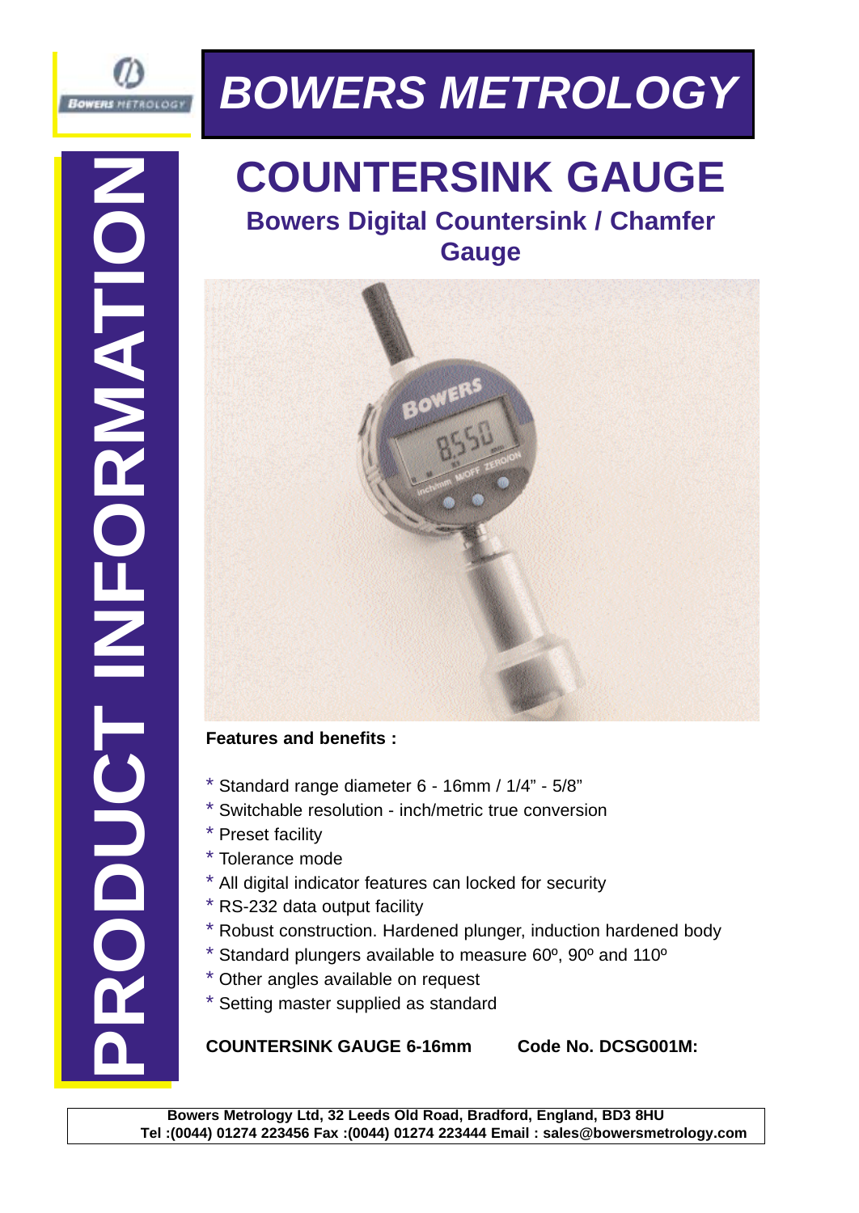# BOWERS METROLOGY

PRODUCT INFORMATION

## COUNTERSINK GAUGE

### Bowers Digital Countersink / Chamfer Gauge

**Features and benefits :**

- Standard range diameter 6 - 16mm / 1/4" - 5/8"
- Switchable resolution - inch/metric true conversion
- Preset facility
- Tolerance mode
- All digital indicator features can locked for security
- RS-232 data output facility
- Robust construction. Hardened plunger, induction hardened body
- Standard plungers available to measure 60º, 90º and 110º
- Other angles available on request
- Setting master supplied as standard

**COUNTERSINK GAUGE 6-16mm Code No. DCSG001M:**

**Bowers Metrology Ltd, 32 Leeds Old Road, Bradford, England, BD3 8HU**
**Tel :(0044) 01274 223456 Fax :(0044) 01274 223444 Email : sales@bowersmetrology.com**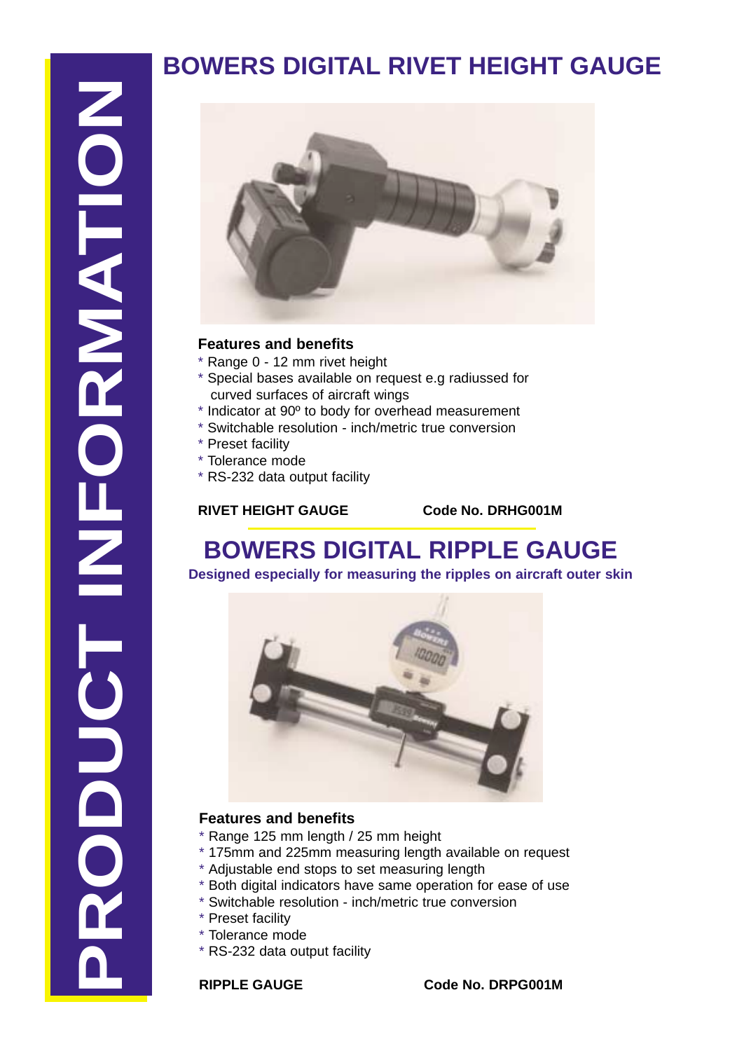PRODUCT INFORMATION

# BOWERS DIGITAL RIVET HEIGHT GAUGE

### Features and benefits

* Range 0 - 12 mm rivet height
* Special bases available on request e.g radiussed for curved surfaces of aircraft wings
* Indicator at 90º to body for overhead measurement
* Switchable resolution - inch/metric true conversion
* Preset facility
* Tolerance mode
* RS-232 data output facility

**RIVET HEIGHT GAUGE** **Code No. DRHG001M**

# BOWERS DIGITAL RIPPLE GAUGE

**Designed especially for measuring the ripples on aircraft outer skin**

### Features and benefits

* Range 125 mm length / 25 mm height
* 175mm and 225mm measuring length available on request
* Adjustable end stops to set measuring length
* Both digital indicators have same operation for ease of use
* Switchable resolution - inch/metric true conversion
* Preset facility
* Tolerance mode
* RS-232 data output facility

**RIPPLE GAUGE** **Code No. DRPG001M**